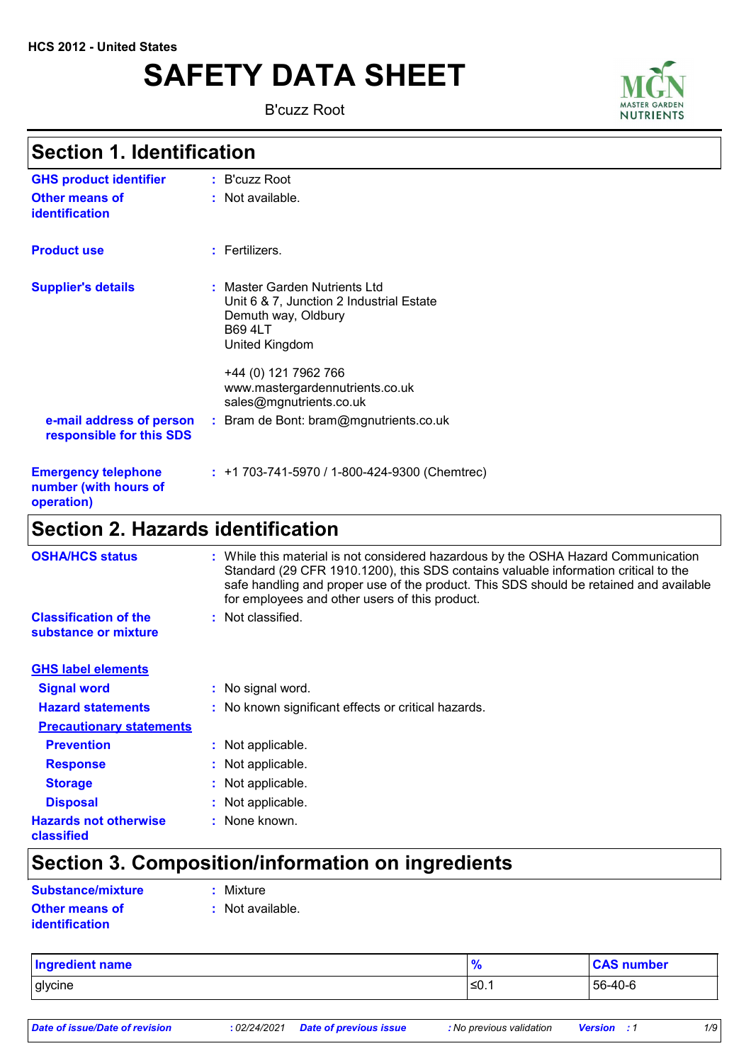HCS 2012 - United States

# SAFETY DATA SHEET

B'cuzz Root

## Section 1. Identification

**GHS product identifier** : B'cuzz Root

**Other means of identification** : Not available.

**Product use** : Fertilizers.

**Supplier's details** : Master Garden Nutrients Ltd
Unit 6 & 7, Junction 2 Industrial Estate
Demuth way, Oldbury
B69 4LT
United Kingdom

+44 (0) 121 7962 766
www.mastergardennutrients.co.uk
sales@mgnutrients.co.uk

**e-mail address of person responsible for this SDS** : Bram de Bont: bram@mgnutrients.co.uk

**Emergency telephone number (with hours of operation)** : +1 703-741-5970 / 1-800-424-9300 (Chemtrec)

## Section 2. Hazards identification

**OSHA/HCS status** : While this material is not considered hazardous by the OSHA Hazard Communication Standard (29 CFR 1910.1200), this SDS contains valuable information critical to the safe handling and proper use of the product. This SDS should be retained and available for employees and other users of this product.

**Classification of the substance or mixture** : Not classified.

**GHS label elements**

**Signal word** : No signal word.

**Hazard statements** : No known significant effects or critical hazards.

**Precautionary statements**

**Prevention** : Not applicable.

**Response** : Not applicable.

**Storage** : Not applicable.

**Disposal** : Not applicable.

**Hazards not otherwise classified** : None known.

## Section 3. Composition/information on ingredients

**Substance/mixture** : Mixture

**Other means of identification** : Not available.

| Ingredient name | % | CAS number |
|---|---|---|
| glycine | ≤0.1 | 56-40-6 |

*Date of issue/Date of revision* : 02/24/2021 *Date of previous issue* : No previous validation *Version* : 1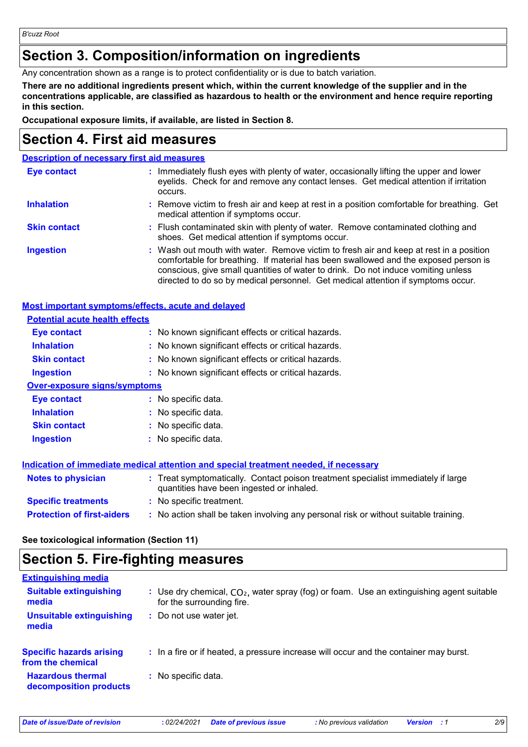# Section 3. Composition/information on ingredients

Any concentration shown as a range is to protect confidentiality or is due to batch variation.

**There are no additional ingredients present which, within the current knowledge of the supplier and in the concentrations applicable, are classified as hazardous to health or the environment and hence require reporting in this section.**

**Occupational exposure limits, if available, are listed in Section 8.**

# Section 4. First aid measures

## Description of necessary first aid measures

**Eye contact** : Immediately flush eyes with plenty of water, occasionally lifting the upper and lower eyelids. Check for and remove any contact lenses. Get medical attention if irritation occurs.

**Inhalation** : Remove victim to fresh air and keep at rest in a position comfortable for breathing. Get medical attention if symptoms occur.

**Skin contact** : Flush contaminated skin with plenty of water. Remove contaminated clothing and shoes. Get medical attention if symptoms occur.

**Ingestion** : Wash out mouth with water. Remove victim to fresh air and keep at rest in a position comfortable for breathing. If material has been swallowed and the exposed person is conscious, give small quantities of water to drink. Do not induce vomiting unless directed to do so by medical personnel. Get medical attention if symptoms occur.

## Most important symptoms/effects, acute and delayed

### Potential acute health effects

**Eye contact** : No known significant effects or critical hazards.

**Inhalation** : No known significant effects or critical hazards.

**Skin contact** : No known significant effects or critical hazards.

**Ingestion** : No known significant effects or critical hazards.

### Over-exposure signs/symptoms

**Eye contact** : No specific data.

**Inhalation** : No specific data.

**Skin contact** : No specific data.

**Ingestion** : No specific data.

## Indication of immediate medical attention and special treatment needed, if necessary

**Notes to physician** : Treat symptomatically. Contact poison treatment specialist immediately if large quantities have been ingested or inhaled.

**Specific treatments** : No specific treatment.

**Protection of first-aiders** : No action shall be taken involving any personal risk or without suitable training.

**See toxicological information (Section 11)**

# Section 5. Fire-fighting measures

## Extinguishing media

**Suitable extinguishing media** : Use dry chemical, $CO_2$, water spray (fog) or foam. Use an extinguishing agent suitable for the surrounding fire.

**Unsuitable extinguishing media** : Do not use water jet.

**Specific hazards arising from the chemical** : In a fire or if heated, a pressure increase will occur and the container may burst.

**Hazardous thermal decomposition products** : No specific data.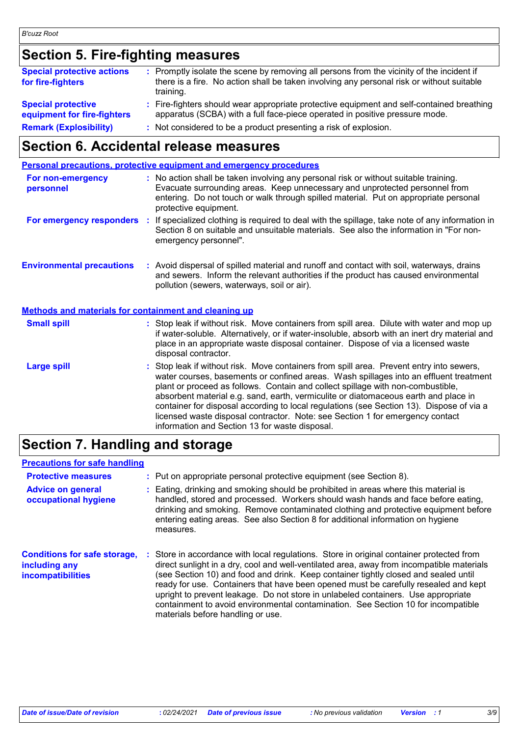## Section 5. Fire-fighting measures

**Special protective actions for fire-fighters** : Promptly isolate the scene by removing all persons from the vicinity of the incident if there is a fire. No action shall be taken involving any personal risk or without suitable training.

**Special protective equipment for fire-fighters** : Fire-fighters should wear appropriate protective equipment and self-contained breathing apparatus (SCBA) with a full face-piece operated in positive pressure mode.

**Remark (Explosibility)** : Not considered to be a product presenting a risk of explosion.

## Section 6. Accidental release measures

### Personal precautions, protective equipment and emergency procedures

**For non-emergency personnel** : No action shall be taken involving any personal risk or without suitable training. Evacuate surrounding areas. Keep unnecessary and unprotected personnel from entering. Do not touch or walk through spilled material. Put on appropriate personal protective equipment.

**For emergency responders** : If specialized clothing is required to deal with the spillage, take note of any information in Section 8 on suitable and unsuitable materials. See also the information in "For non-emergency personnel".

**Environmental precautions** : Avoid dispersal of spilled material and runoff and contact with soil, waterways, drains and sewers. Inform the relevant authorities if the product has caused environmental pollution (sewers, waterways, soil or air).

### Methods and materials for containment and cleaning up

**Small spill** : Stop leak if without risk. Move containers from spill area. Dilute with water and mop up if water-soluble. Alternatively, or if water-insoluble, absorb with an inert dry material and place in an appropriate waste disposal container. Dispose of via a licensed waste disposal contractor.

**Large spill** : Stop leak if without risk. Move containers from spill area. Prevent entry into sewers, water courses, basements or confined areas. Wash spillages into an effluent treatment plant or proceed as follows. Contain and collect spillage with non-combustible, absorbent material e.g. sand, earth, vermiculite or diatomaceous earth and place in container for disposal according to local regulations (see Section 13). Dispose of via a licensed waste disposal contractor. Note: see Section 1 for emergency contact information and Section 13 for waste disposal.

## Section 7. Handling and storage

### Precautions for safe handling

**Protective measures** : Put on appropriate personal protective equipment (see Section 8).

**Advice on general occupational hygiene** : Eating, drinking and smoking should be prohibited in areas where this material is handled, stored and processed. Workers should wash hands and face before eating, drinking and smoking. Remove contaminated clothing and protective equipment before entering eating areas. See also Section 8 for additional information on hygiene measures.

**Conditions for safe storage, including any incompatibilities** : Store in accordance with local regulations. Store in original container protected from direct sunlight in a dry, cool and well-ventilated area, away from incompatible materials (see Section 10) and food and drink. Keep container tightly closed and sealed until ready for use. Containers that have been opened must be carefully resealed and kept upright to prevent leakage. Do not store in unlabeled containers. Use appropriate containment to avoid environmental contamination. See Section 10 for incompatible materials before handling or use.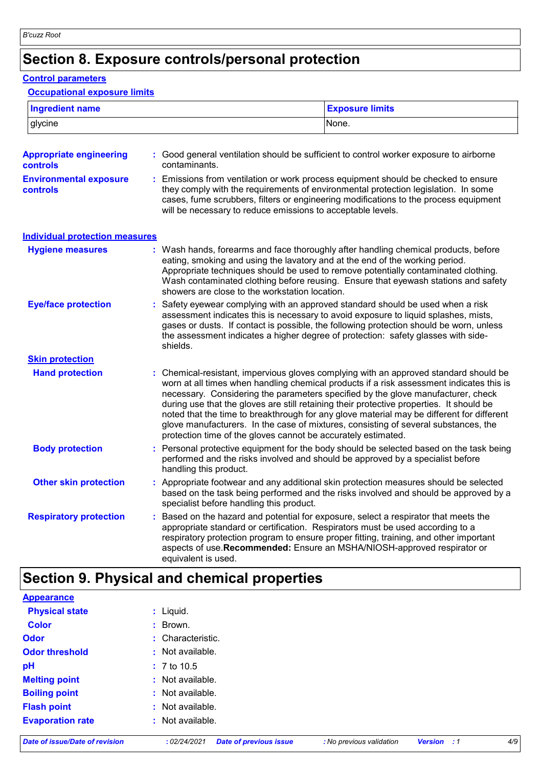## Section 8. Exposure controls/personal protection

### Control parameters

#### Occupational exposure limits

| Ingredient name | Exposure limits |
|---|---|
| glycine | None. |

**Appropriate engineering controls** : Good general ventilation should be sufficient to control worker exposure to airborne contaminants.

**Environmental exposure controls** : Emissions from ventilation or work process equipment should be checked to ensure they comply with the requirements of environmental protection legislation. In some cases, fume scrubbers, filters or engineering modifications to the process equipment will be necessary to reduce emissions to acceptable levels.

### Individual protection measures

**Hygiene measures** : Wash hands, forearms and face thoroughly after handling chemical products, before eating, smoking and using the lavatory and at the end of the working period. Appropriate techniques should be used to remove potentially contaminated clothing. Wash contaminated clothing before reusing. Ensure that eyewash stations and safety showers are close to the workstation location.

**Eye/face protection** : Safety eyewear complying with an approved standard should be used when a risk assessment indicates this is necessary to avoid exposure to liquid splashes, mists, gases or dusts. If contact is possible, the following protection should be worn, unless the assessment indicates a higher degree of protection: safety glasses with side-shields.

#### Skin protection

**Hand protection** : Chemical-resistant, impervious gloves complying with an approved standard should be worn at all times when handling chemical products if a risk assessment indicates this is necessary. Considering the parameters specified by the glove manufacturer, check during use that the gloves are still retaining their protective properties. It should be noted that the time to breakthrough for any glove material may be different for different glove manufacturers. In the case of mixtures, consisting of several substances, the protection time of the gloves cannot be accurately estimated.

**Body protection** : Personal protective equipment for the body should be selected based on the task being performed and the risks involved and should be approved by a specialist before handling this product.

**Other skin protection** : Appropriate footwear and any additional skin protection measures should be selected based on the task being performed and the risks involved and should be approved by a specialist before handling this product.

**Respiratory protection** : Based on the hazard and potential for exposure, select a respirator that meets the appropriate standard or certification. Respirators must be used according to a respiratory protection program to ensure proper fitting, training, and other important aspects of use.**Recommended:** Ensure an MSHA/NIOSH-approved respirator or equivalent is used.

## Section 9. Physical and chemical properties

### Appearance

**Physical state** : Liquid.

**Color** : Brown.

**Odor** : Characteristic.

**Odor threshold** : Not available.

**pH** : 7 to 10.5

**Melting point** : Not available.

**Boiling point** : Not available.

**Flash point** : Not available.

**Evaporation rate** : Not available.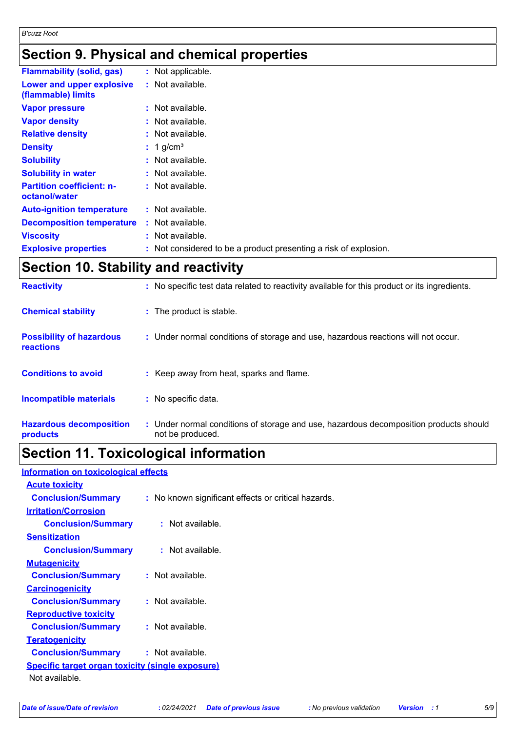## Section 9. Physical and chemical properties

| | |
|---|---|
| **Flammability (solid, gas)** | : Not applicable. |
| **Lower and upper explosive (flammable) limits** | : Not available. |
| **Vapor pressure** | : Not available. |
| **Vapor density** | : Not available. |
| **Relative density** | : Not available. |
| **Density** | : 1 $g/cm^3$ |
| **Solubility** | : Not available. |
| **Solubility in water** | : Not available. |
| **Partition coefficient: n-octanol/water** | : Not available. |
| **Auto-ignition temperature** | : Not available. |
| **Decomposition temperature** | : Not available. |
| **Viscosity** | : Not available. |
| **Explosive properties** | : Not considered to be a product presenting a risk of explosion. |

## Section 10. Stability and reactivity

| | |
|---|---|
| **Reactivity** | : No specific test data related to reactivity available for this product or its ingredients. |
| **Chemical stability** | : The product is stable. |
| **Possibility of hazardous reactions** | : Under normal conditions of storage and use, hazardous reactions will not occur. |
| **Conditions to avoid** | : Keep away from heat, sparks and flame. |
| **Incompatible materials** | : No specific data. |
| **Hazardous decomposition products** | : Under normal conditions of storage and use, hazardous decomposition products should not be produced. |

## Section 11. Toxicological information

**Information on toxicological effects**

**Acute toxicity**

**Conclusion/Summary** : No known significant effects or critical hazards.

**Irritation/Corrosion**

**Conclusion/Summary** : Not available.

**Sensitization**

**Conclusion/Summary** : Not available.

**Mutagenicity**

**Conclusion/Summary** : Not available.

**Carcinogenicity**

**Conclusion/Summary** : Not available.

**Reproductive toxicity**

**Conclusion/Summary** : Not available.

**Teratogenicity**

**Conclusion/Summary** : Not available.

**Specific target organ toxicity (single exposure)**

Not available.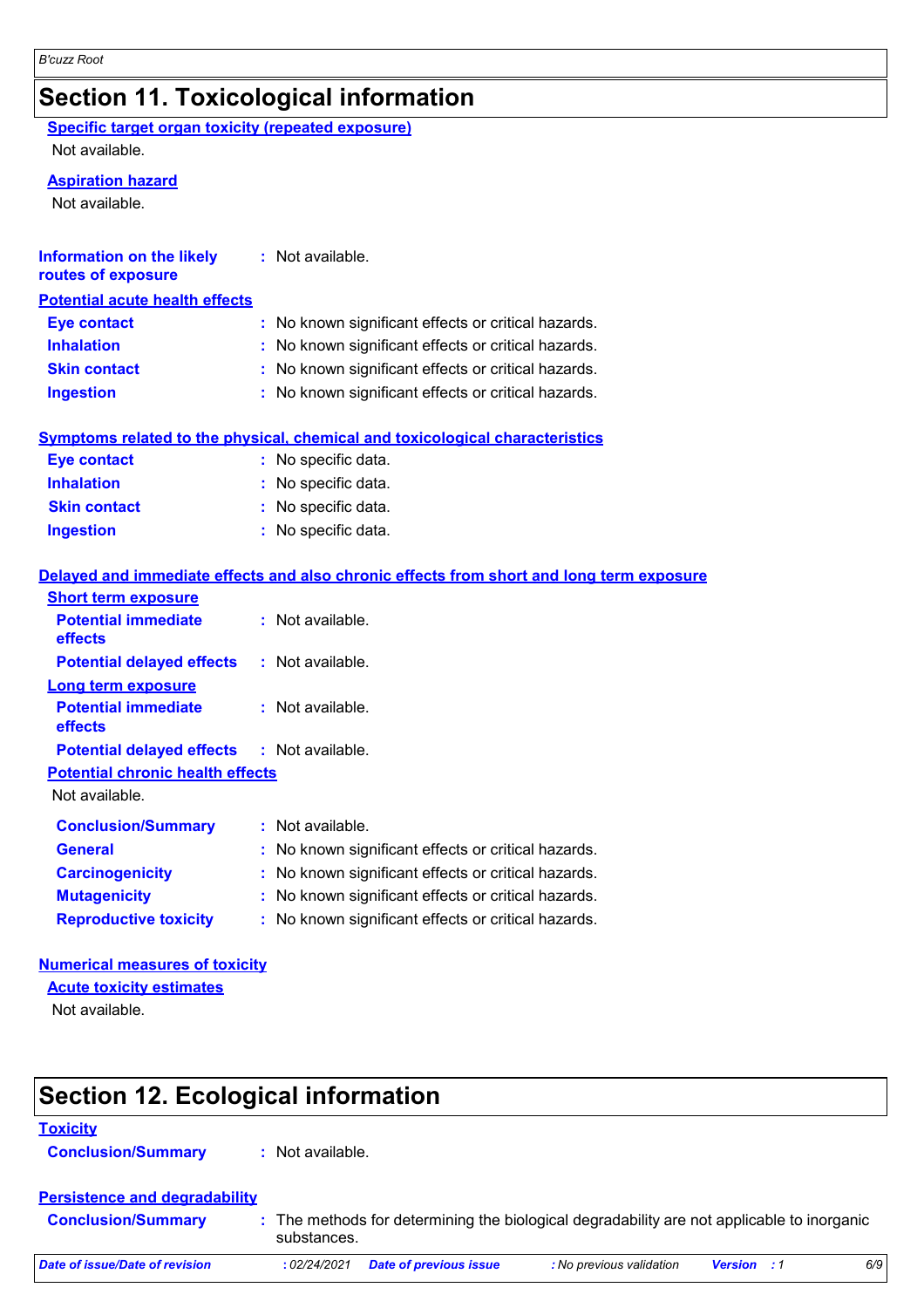## Section 11. Toxicological information

**Specific target organ toxicity (repeated exposure)**

Not available.

**Aspiration hazard**

Not available.

**Information on the likely routes of exposure** : Not available.

**Potential acute health effects**

**Eye contact** : No known significant effects or critical hazards.
**Inhalation** : No known significant effects or critical hazards.
**Skin contact** : No known significant effects or critical hazards.
**Ingestion** : No known significant effects or critical hazards.

**Symptoms related to the physical, chemical and toxicological characteristics**

**Eye contact** : No specific data.
**Inhalation** : No specific data.
**Skin contact** : No specific data.
**Ingestion** : No specific data.

**Delayed and immediate effects and also chronic effects from short and long term exposure**

**Short term exposure**

**Potential immediate effects** : Not available.
**Potential delayed effects** : Not available.

**Long term exposure**

**Potential immediate effects** : Not available.
**Potential delayed effects** : Not available.

**Potential chronic health effects**

Not available.

**Conclusion/Summary** : Not available.
**General** : No known significant effects or critical hazards.
**Carcinogenicity** : No known significant effects or critical hazards.
**Mutagenicity** : No known significant effects or critical hazards.
**Reproductive toxicity** : No known significant effects or critical hazards.

**Numerical measures of toxicity**

**Acute toxicity estimates**

Not available.

## Section 12. Ecological information

**Toxicity**

**Conclusion/Summary** : Not available.

**Persistence and degradability**

**Conclusion/Summary** : The methods for determining the biological degradability are not applicable to inorganic substances.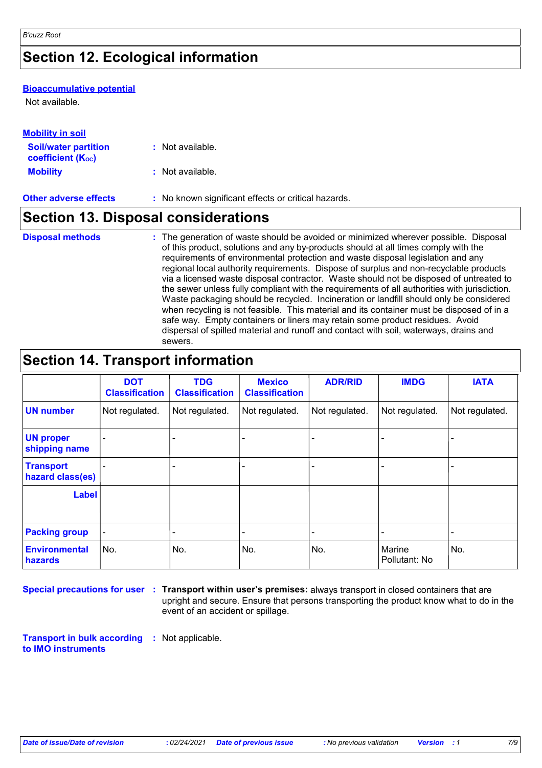## Section 12. Ecological information

**Bioaccumulative potential**

Not available.

**Mobility in soil**

**Soil/water partition coefficient ($K_{OC}$)** : Not available.

**Mobility** : Not available.

**Other adverse effects** : No known significant effects or critical hazards.

## Section 13. Disposal considerations

**Disposal methods** : The generation of waste should be avoided or minimized wherever possible. Disposal of this product, solutions and any by-products should at all times comply with the requirements of environmental protection and waste disposal legislation and any regional local authority requirements. Dispose of surplus and non-recyclable products via a licensed waste disposal contractor. Waste should not be disposed of untreated to the sewer unless fully compliant with the requirements of all authorities with jurisdiction. Waste packaging should be recycled. Incineration or landfill should only be considered when recycling is not feasible. This material and its container must be disposed of in a safe way. Empty containers or liners may retain some product residues. Avoid dispersal of spilled material and runoff and contact with soil, waterways, drains and sewers.

## Section 14. Transport information

| | DOT Classification | TDG Classification | Mexico Classification | ADR/RID | IMDG | IATA |
|---|---|---|---|---|---|---|
| **UN number** | Not regulated. | Not regulated. | Not regulated. | Not regulated. | Not regulated. | Not regulated. |
| **UN proper shipping name** | - | - | - | - | - | - |
| **Transport hazard class(es)** | - | - | - | - | - | - |
| **Label** | | | | | | |
| **Packing group** | - | - | - | - | - | - |
| **Environmental hazards** | No. | No. | No. | No. | Marine Pollutant: No | No. |

**Special precautions for user** : **Transport within user's premises:** always transport in closed containers that are upright and secure. Ensure that persons transporting the product know what to do in the event of an accident or spillage.

**Transport in bulk according to IMO instruments** : Not applicable.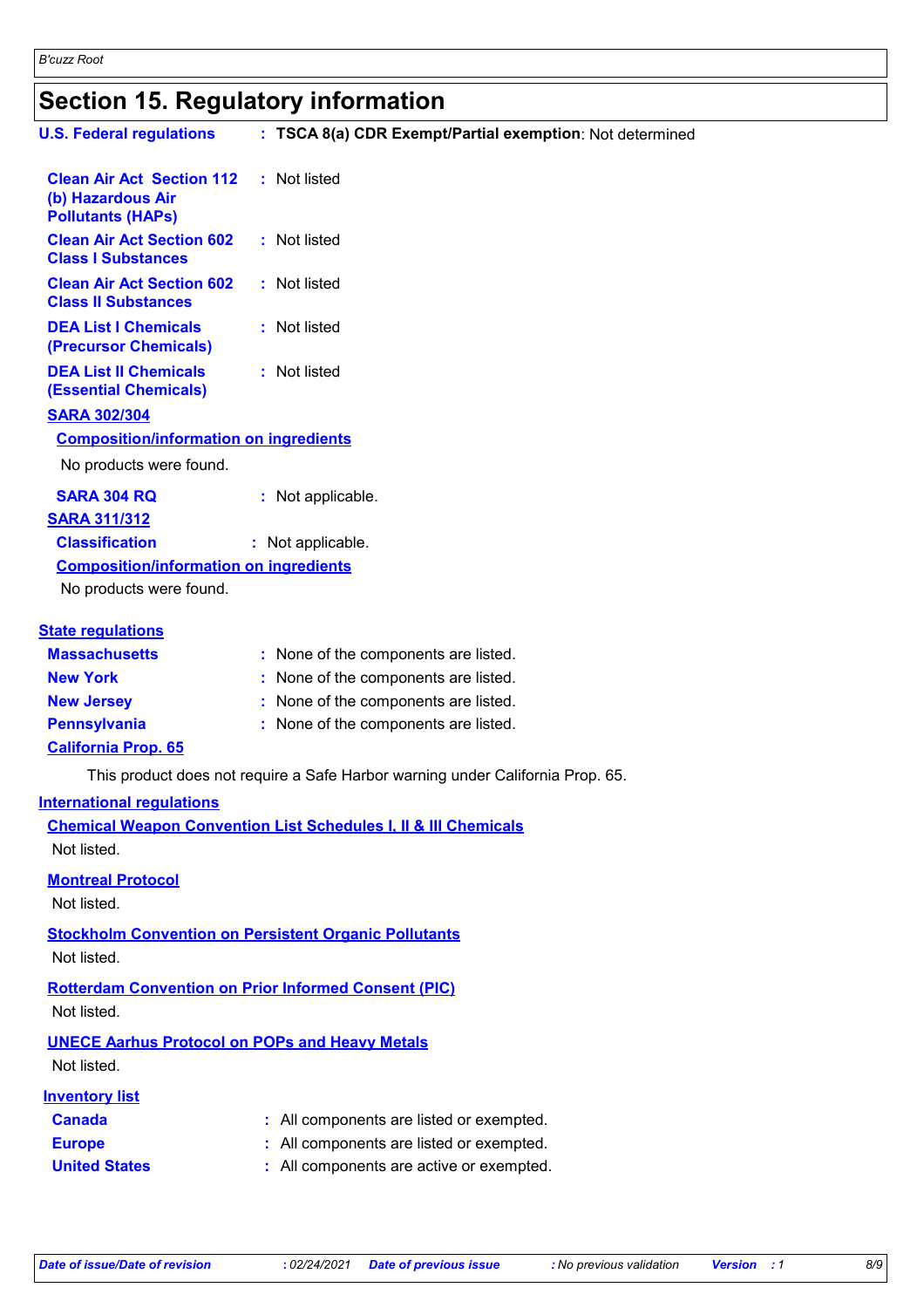# Section 15. Regulatory information

**U.S. Federal regulations** : **TSCA 8(a) CDR Exempt/Partial exemption**: Not determined

**Clean Air Act Section 112 (b) Hazardous Air Pollutants (HAPs)** : Not listed

**Clean Air Act Section 602 Class I Substances** : Not listed

**Clean Air Act Section 602 Class II Substances** : Not listed

**DEA List I Chemicals (Precursor Chemicals)** : Not listed

**DEA List II Chemicals (Essential Chemicals)** : Not listed

**SARA 302/304**

**Composition/information on ingredients**

No products were found.

**SARA 304 RQ** : Not applicable.

**SARA 311/312**

**Classification** : Not applicable.

**Composition/information on ingredients**

No products were found.

**State regulations**

**Massachusetts** : None of the components are listed.

**New York** : None of the components are listed.

**New Jersey** : None of the components are listed.

**Pennsylvania** : None of the components are listed.

**California Prop. 65**

This product does not require a Safe Harbor warning under California Prop. 65.

**International regulations**

**Chemical Weapon Convention List Schedules I, II & III Chemicals**

Not listed.

**Montreal Protocol**

Not listed.

**Stockholm Convention on Persistent Organic Pollutants**

Not listed.

**Rotterdam Convention on Prior Informed Consent (PIC)**

Not listed.

**UNECE Aarhus Protocol on POPs and Heavy Metals**

Not listed.

**Inventory list**

**Canada** : All components are listed or exempted.

**Europe** : All components are listed or exempted.

**United States** : All components are active or exempted.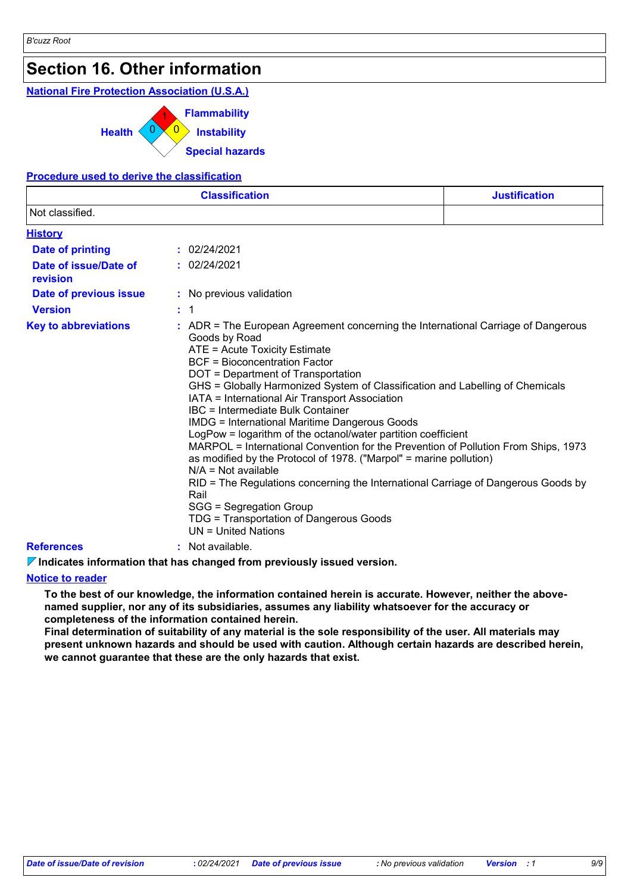# Section 16. Other information

**National Fire Protection Association (U.S.A.)**

Flammability: 1
Health: 0
Instability: 0
Special hazards

**Procedure used to derive the classification**

| Classification | Justification |
|---|---|
| Not classified. | |

**History**

**Date of printing** : 02/24/2021

**Date of issue/Date of revision** : 02/24/2021

**Date of previous issue** : No previous validation

**Version** : 1

**Key to abbreviations** : ADR = The European Agreement concerning the International Carriage of Dangerous Goods by Road
ATE = Acute Toxicity Estimate
BCF = Bioconcentration Factor
DOT = Department of Transportation
GHS = Globally Harmonized System of Classification and Labelling of Chemicals
IATA = International Air Transport Association
IBC = Intermediate Bulk Container
IMDG = International Maritime Dangerous Goods
LogPow = logarithm of the octanol/water partition coefficient
MARPOL = International Convention for the Prevention of Pollution From Ships, 1973 as modified by the Protocol of 1978. ("Marpol" = marine pollution)
N/A = Not available
RID = The Regulations concerning the International Carriage of Dangerous Goods by Rail
SGG = Segregation Group
TDG = Transportation of Dangerous Goods
UN = United Nations

**References** : Not available.

**Indicates information that has changed from previously issued version.**

**Notice to reader**

**To the best of our knowledge, the information contained herein is accurate. However, neither the above-named supplier, nor any of its subsidiaries, assumes any liability whatsoever for the accuracy or completeness of the information contained herein.**
**Final determination of suitability of any material is the sole responsibility of the user. All materials may present unknown hazards and should be used with caution. Although certain hazards are described herein, we cannot guarantee that these are the only hazards that exist.**